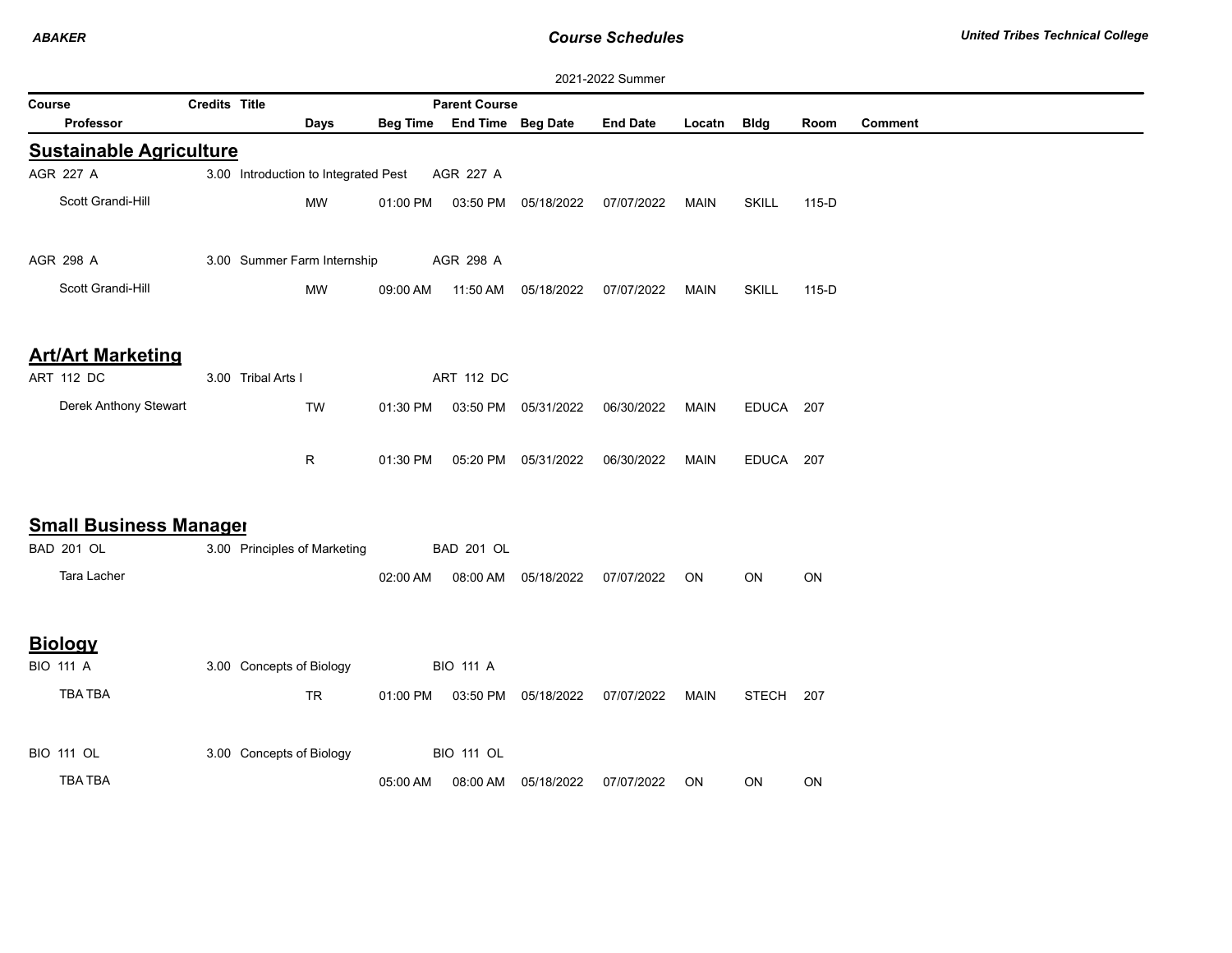# Course Schedules

2021-2022 Summer

| Course | Credits | Title | Parent Course | | | | | | |
|---|---|---|---|---|---|---|---|---|---|
| Professor | Days | Beg Time | End Time | Beg Date | End Date | Locatn | Bldg | Room | Comment |

## Sustainable Agriculture

| Course / Professor | Credits | Title / Days | Beg Time | End Time | Beg Date | End Date | Locatn | Bldg | Room | Comment |
|---|---|---|---|---|---|---|---|---|---|---|
| AGR 227 A | 3.00 | Introduction to Integrated Pest | | AGR 227 A | | | | | | |
| Scott Grandi-Hill | | MW | 01:00 PM | 03:50 PM | 05/18/2022 | 07/07/2022 | MAIN | SKILL | 115-D | |
| AGR 298 A | 3.00 | Summer Farm Internship | | AGR 298 A | | | | | | |
| Scott Grandi-Hill | | MW | 09:00 AM | 11:50 AM | 05/18/2022 | 07/07/2022 | MAIN | SKILL | 115-D | |

## Art/Art Marketing

| Course / Professor | Credits | Title / Days | Beg Time | End Time | Beg Date | End Date | Locatn | Bldg | Room | Comment |
|---|---|---|---|---|---|---|---|---|---|---|
| ART 112 DC | 3.00 | Tribal Arts I | | ART 112 DC | | | | | | |
| Derek Anthony Stewart | | TW | 01:30 PM | 03:50 PM | 05/31/2022 | 06/30/2022 | MAIN | EDUCA | 207 | |
| | | R | 01:30 PM | 05:20 PM | 05/31/2022 | 06/30/2022 | MAIN | EDUCA | 207 | |

## Small Business Managei

| Course / Professor | Credits | Title / Days | Beg Time | End Time | Beg Date | End Date | Locatn | Bldg | Room | Comment |
|---|---|---|---|---|---|---|---|---|---|---|
| BAD 201 OL | 3.00 | Principles of Marketing | | BAD 201 OL | | | | | | |
| Tara Lacher | | | 02:00 AM | 08:00 AM | 05/18/2022 | 07/07/2022 | ON | ON | ON | |

## Biology

| Course / Professor | Credits | Title / Days | Beg Time | End Time | Beg Date | End Date | Locatn | Bldg | Room | Comment |
|---|---|---|---|---|---|---|---|---|---|---|
| BIO 111 A | 3.00 | Concepts of Biology | | BIO 111 A | | | | | | |
| TBA TBA | | TR | 01:00 PM | 03:50 PM | 05/18/2022 | 07/07/2022 | MAIN | STECH | 207 | |
| BIO 111 OL | 3.00 | Concepts of Biology | | BIO 111 OL | | | | | | |
| TBA TBA | | | 05:00 AM | 08:00 AM | 05/18/2022 | 07/07/2022 | ON | ON | ON | |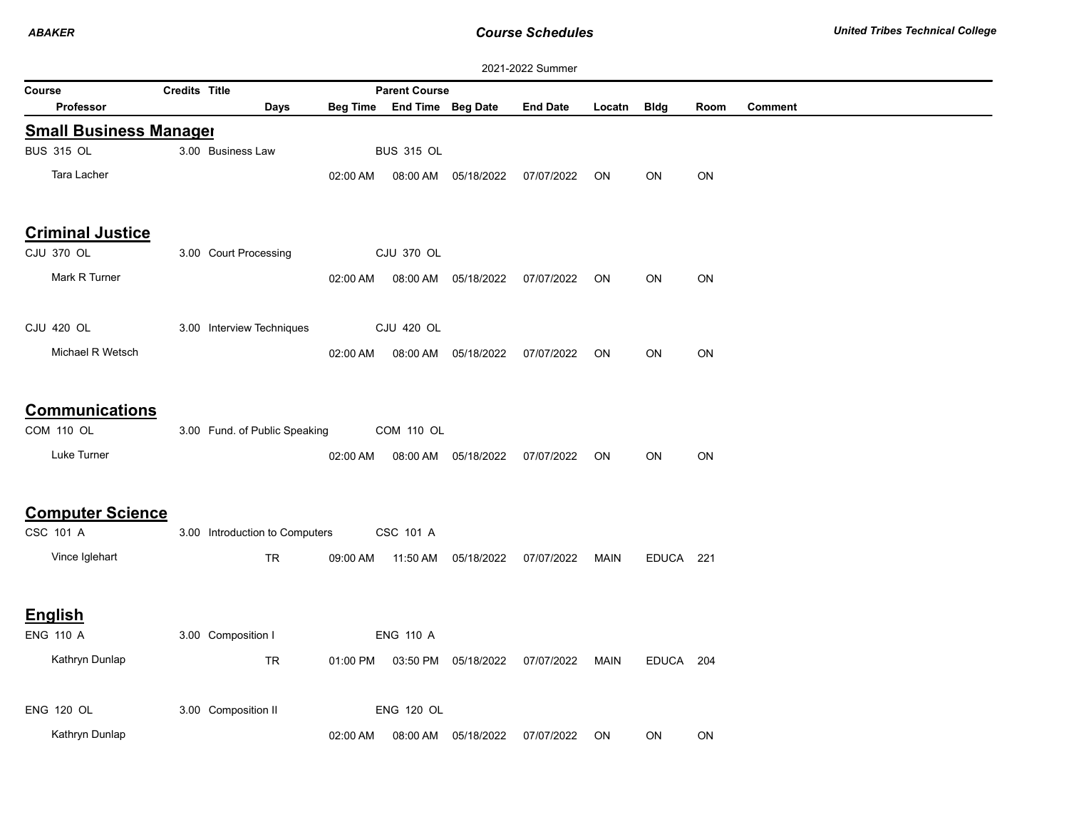2021-2022 Summer

| Course | Credits | Title | | Parent Course | | | | | | | |
|---|---|---|---|---|---|---|---|---|---|---|---|
| Professor | | Days | Beg Time | End Time | Beg Date | End Date | Locatn | Bldg | Room | Comment | |

## Small Business Manager

| Course | Credits | Title | Days | Beg Time | End Time | Beg Date | End Date | Locatn | Bldg | Room | Comment |
|---|---|---|---|---|---|---|---|---|---|---|---|
| BUS 315 OL | 3.00 | Business Law | | | BUS 315 OL | | | | | | |
| Tara Lacher | | | | 02:00 AM | 08:00 AM | 05/18/2022 | 07/07/2022 | ON | ON | ON | |

## Criminal Justice

| Course | Credits | Title | Days | Beg Time | End Time | Beg Date | End Date | Locatn | Bldg | Room | Comment |
|---|---|---|---|---|---|---|---|---|---|---|---|
| CJU 370 OL | 3.00 | Court Processing | | | CJU 370 OL | | | | | | |
| Mark R Turner | | | | 02:00 AM | 08:00 AM | 05/18/2022 | 07/07/2022 | ON | ON | ON | |
| CJU 420 OL | 3.00 | Interview Techniques | | | CJU 420 OL | | | | | | |
| Michael R Wetsch | | | | 02:00 AM | 08:00 AM | 05/18/2022 | 07/07/2022 | ON | ON | ON | |

## Communications

| Course | Credits | Title | Days | Beg Time | End Time | Beg Date | End Date | Locatn | Bldg | Room | Comment |
|---|---|---|---|---|---|---|---|---|---|---|---|
| COM 110 OL | 3.00 | Fund. of Public Speaking | | | COM 110 OL | | | | | | |
| Luke Turner | | | | 02:00 AM | 08:00 AM | 05/18/2022 | 07/07/2022 | ON | ON | ON | |

## Computer Science

| Course | Credits | Title | Days | Beg Time | End Time | Beg Date | End Date | Locatn | Bldg | Room | Comment |
|---|---|---|---|---|---|---|---|---|---|---|---|
| CSC 101 A | 3.00 | Introduction to Computers | | | CSC 101 A | | | | | | |
| Vince Iglehart | | | TR | 09:00 AM | 11:50 AM | 05/18/2022 | 07/07/2022 | MAIN | EDUCA | 221 | |

## English

| Course | Credits | Title | Days | Beg Time | End Time | Beg Date | End Date | Locatn | Bldg | Room | Comment |
|---|---|---|---|---|---|---|---|---|---|---|---|
| ENG 110 A | 3.00 | Composition I | | | ENG 110 A | | | | | | |
| Kathryn Dunlap | | | TR | 01:00 PM | 03:50 PM | 05/18/2022 | 07/07/2022 | MAIN | EDUCA | 204 | |
| ENG 120 OL | 3.00 | Composition II | | | ENG 120 OL | | | | | | |
| Kathryn Dunlap | | | | 02:00 AM | 08:00 AM | 05/18/2022 | 07/07/2022 | ON | ON | ON | |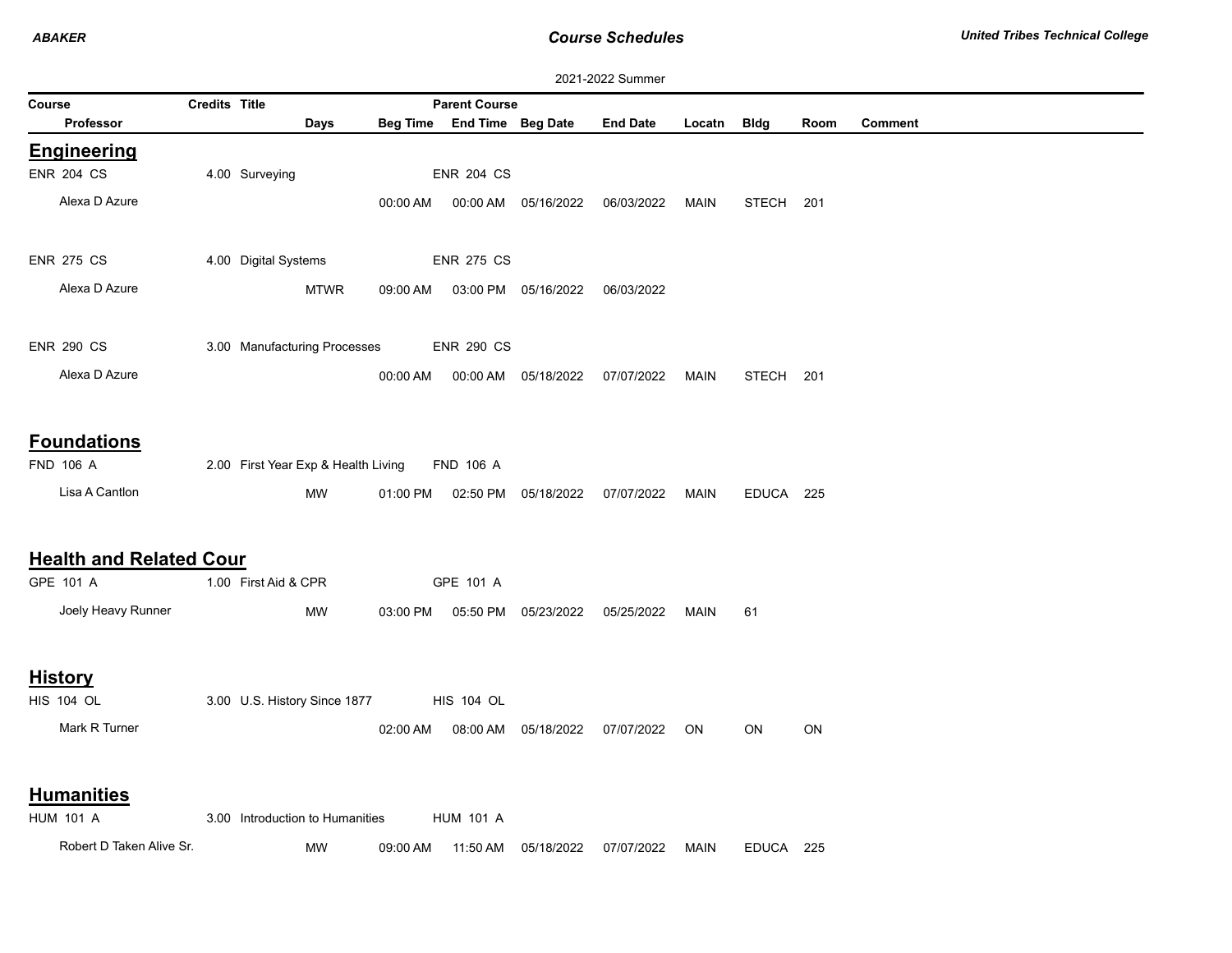2021-2022 Summer

| Course | Credits | Title | | | Parent Course | | | | | | |
|---|---|---|---|---|---|---|---|---|---|---|---|
| Professor | | | Days | Beg Time | End Time | Beg Date | End Date | Locatn | Bldg | Room | Comment |

## Engineering

| Course | Credits | Title | Days | Beg Time | End Time | Beg Date | End Date | Locatn | Bldg | Room | Comment |
|---|---|---|---|---|---|---|---|---|---|---|---|
| ENR 204 CS | 4.00 | Surveying | | | ENR 204 CS | | | | | | |
| Alexa D Azure | | | | 00:00 AM | 00:00 AM | 05/16/2022 | 06/03/2022 | MAIN | STECH | 201 | |
| ENR 275 CS | 4.00 | Digital Systems | | | ENR 275 CS | | | | | | |
| Alexa D Azure | | | MTWR | 09:00 AM | 03:00 PM | 05/16/2022 | 06/03/2022 | | | | |
| ENR 290 CS | 3.00 | Manufacturing Processes | | | ENR 290 CS | | | | | | |
| Alexa D Azure | | | | 00:00 AM | 00:00 AM | 05/18/2022 | 07/07/2022 | MAIN | STECH | 201 | |

## Foundations

| Course | Credits | Title | Days | Beg Time | End Time | Beg Date | End Date | Locatn | Bldg | Room | Comment |
|---|---|---|---|---|---|---|---|---|---|---|---|
| FND 106 A | 2.00 | First Year Exp & Health Living | | | FND 106 A | | | | | | |
| Lisa A Cantlon | | | MW | 01:00 PM | 02:50 PM | 05/18/2022 | 07/07/2022 | MAIN | EDUCA | 225 | |

## Health and Related Cour

| Course | Credits | Title | Days | Beg Time | End Time | Beg Date | End Date | Locatn | Bldg | Room | Comment |
|---|---|---|---|---|---|---|---|---|---|---|---|
| GPE 101 A | 1.00 | First Aid & CPR | | | GPE 101 A | | | | | | |
| Joely Heavy Runner | | | MW | 03:00 PM | 05:50 PM | 05/23/2022 | 05/25/2022 | MAIN | 61 | | |

## History

| Course | Credits | Title | Days | Beg Time | End Time | Beg Date | End Date | Locatn | Bldg | Room | Comment |
|---|---|---|---|---|---|---|---|---|---|---|---|
| HIS 104 OL | 3.00 | U.S. History Since 1877 | | | HIS 104 OL | | | | | | |
| Mark R Turner | | | | 02:00 AM | 08:00 AM | 05/18/2022 | 07/07/2022 | ON | ON | ON | |

## Humanities

| Course | Credits | Title | Days | Beg Time | End Time | Beg Date | End Date | Locatn | Bldg | Room | Comment |
|---|---|---|---|---|---|---|---|---|---|---|---|
| HUM 101 A | 3.00 | Introduction to Humanities | | | HUM 101 A | | | | | | |
| Robert D Taken Alive Sr. | | | MW | 09:00 AM | 11:50 AM | 05/18/2022 | 07/07/2022 | MAIN | EDUCA | 225 | |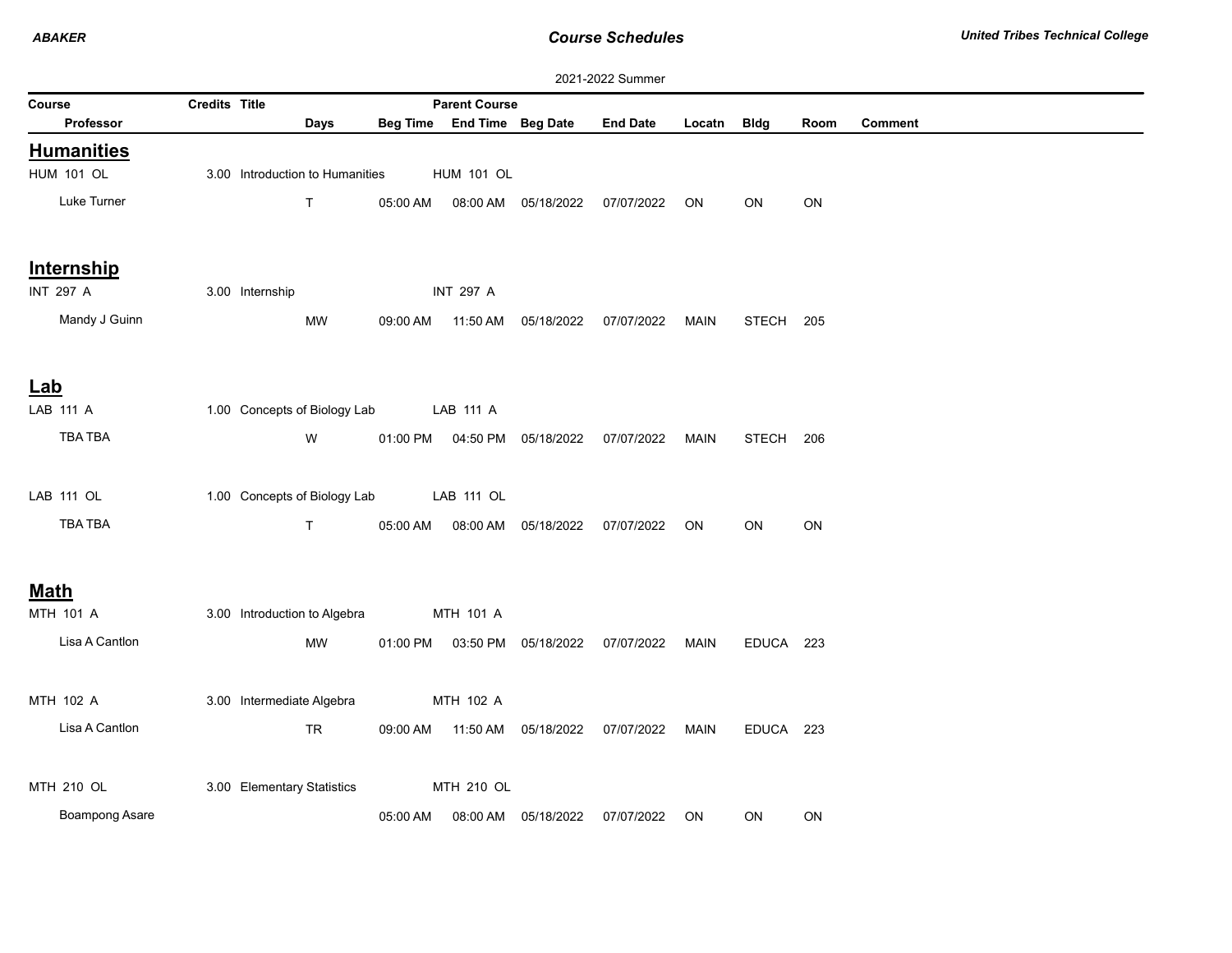2021-2022 Summer

| Course | Credits | Title | | | Parent Course | | | | | | |
|---|---|---|---|---|---|---|---|---|---|---|---|
| Professor | | | Days | Beg Time | End Time | Beg Date | End Date | Locatn | Bldg | Room | Comment |

## Humanities

| Course / Professor | Credits | Title | Days | Beg Time | End Time | Beg Date | End Date | Locatn | Bldg | Room | Comment |
|---|---|---|---|---|---|---|---|---|---|---|---|
| HUM 101 OL | 3.00 | Introduction to Humanities | | | HUM 101 OL | | | | | | |
| Luke Turner | | | T | 05:00 AM | 08:00 AM | 05/18/2022 | 07/07/2022 | ON | ON | ON | |

## Internship

| Course / Professor | Credits | Title | Days | Beg Time | End Time | Beg Date | End Date | Locatn | Bldg | Room | Comment |
|---|---|---|---|---|---|---|---|---|---|---|---|
| INT 297 A | 3.00 | Internship | | | INT 297 A | | | | | | |
| Mandy J Guinn | | | MW | 09:00 AM | 11:50 AM | 05/18/2022 | 07/07/2022 | MAIN | STECH | 205 | |

## Lab

| Course / Professor | Credits | Title | Days | Beg Time | End Time | Beg Date | End Date | Locatn | Bldg | Room | Comment |
|---|---|---|---|---|---|---|---|---|---|---|---|
| LAB 111 A | 1.00 | Concepts of Biology Lab | | | LAB 111 A | | | | | | |
| TBA TBA | | | W | 01:00 PM | 04:50 PM | 05/18/2022 | 07/07/2022 | MAIN | STECH | 206 | |
| LAB 111 OL | 1.00 | Concepts of Biology Lab | | | LAB 111 OL | | | | | | |
| TBA TBA | | | T | 05:00 AM | 08:00 AM | 05/18/2022 | 07/07/2022 | ON | ON | ON | |

## Math

| Course / Professor | Credits | Title | Days | Beg Time | End Time | Beg Date | End Date | Locatn | Bldg | Room | Comment |
|---|---|---|---|---|---|---|---|---|---|---|---|
| MTH 101 A | 3.00 | Introduction to Algebra | | | MTH 101 A | | | | | | |
| Lisa A Cantlon | | | MW | 01:00 PM | 03:50 PM | 05/18/2022 | 07/07/2022 | MAIN | EDUCA | 223 | |
| MTH 102 A | 3.00 | Intermediate Algebra | | | MTH 102 A | | | | | | |
| Lisa A Cantlon | | | TR | 09:00 AM | 11:50 AM | 05/18/2022 | 07/07/2022 | MAIN | EDUCA | 223 | |
| MTH 210 OL | 3.00 | Elementary Statistics | | | MTH 210 OL | | | | | | |
| Boampong Asare | | | | 05:00 AM | 08:00 AM | 05/18/2022 | 07/07/2022 | ON | ON | ON | |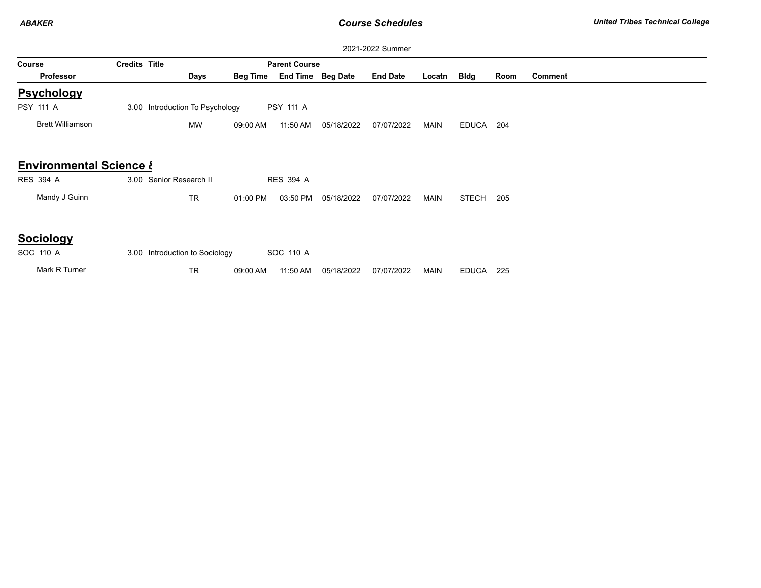2021-2022 Summer

| Course | Credits | Title | | Parent Course | | | | | | | |
|---|---|---|---|---|---|---|---|---|---|---|---|
| Professor | | Days | Beg Time | End Time | Beg Date | End Date | Locatn | Bldg | Room | Comment | |

## Psychology

| Course / Professor | Credits | Title / Days | Beg Time | Parent Course / End Time | Beg Date | End Date | Locatn | Bldg | Room | Comment |
|---|---|---|---|---|---|---|---|---|---|---|
| PSY 111 A | 3.00 | Introduction To Psychology | | PSY 111 A | | | | | | |
| Brett Williamson | | MW | 09:00 AM | 11:50 AM | 05/18/2022 | 07/07/2022 | MAIN | EDUCA | 204 | |

## Environmental Science &

| Course / Professor | Credits | Title / Days | Beg Time | Parent Course / End Time | Beg Date | End Date | Locatn | Bldg | Room | Comment |
|---|---|---|---|---|---|---|---|---|---|---|
| RES 394 A | 3.00 | Senior Research II | | RES 394 A | | | | | | |
| Mandy J Guinn | | TR | 01:00 PM | 03:50 PM | 05/18/2022 | 07/07/2022 | MAIN | STECH | 205 | |

## Sociology

| Course / Professor | Credits | Title / Days | Beg Time | Parent Course / End Time | Beg Date | End Date | Locatn | Bldg | Room | Comment |
|---|---|---|---|---|---|---|---|---|---|---|
| SOC 110 A | 3.00 | Introduction to Sociology | | SOC 110 A | | | | | | |
| Mark R Turner | | TR | 09:00 AM | 11:50 AM | 05/18/2022 | 07/07/2022 | MAIN | EDUCA | 225 | |